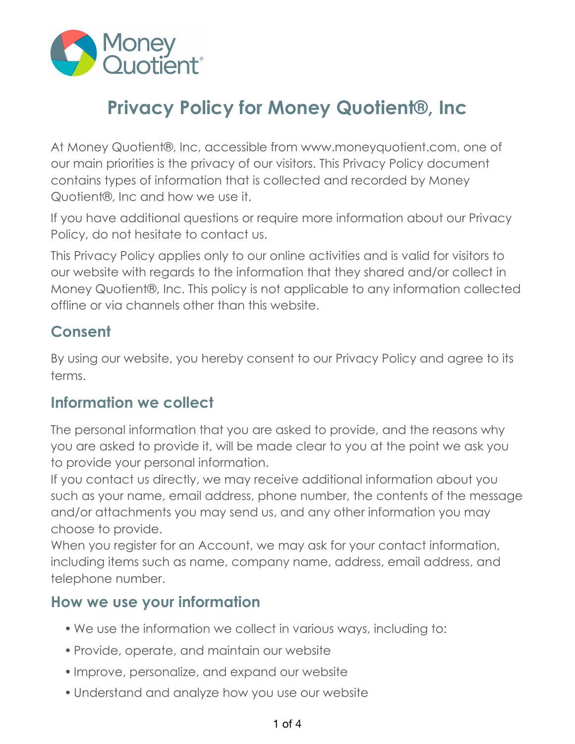# Privacy Policy for Money Quotient®, Inc

At Money Quotient®, Inc, accessible from www.moneyquotient.com, one of our main priorities is the privacy of our visitors. This Privacy Policy document contains types of information that is collected and recorded by Money Quotient®, Inc and how we use it.

If you have additional questions or require more information about our Privacy Policy, do not hesitate to contact us.

This Privacy Policy applies only to our online activities and is valid for visitors to our website with regards to the information that they shared and/or collect in Money Quotient®, Inc. This policy is not applicable to any information collected offline or via channels other than this website.

## Consent

By using our website, you hereby consent to our Privacy Policy and agree to its terms.

## Information we collect

The personal information that you are asked to provide, and the reasons why you are asked to provide it, will be made clear to you at the point we ask you to provide your personal information.

If you contact us directly, we may receive additional information about you such as your name, email address, phone number, the contents of the message and/or attachments you may send us, and any other information you may choose to provide.

When you register for an Account, we may ask for your contact information, including items such as name, company name, address, email address, and telephone number.

## How we use your information

- We use the information we collect in various ways, including to:
- Provide, operate, and maintain our website
- Improve, personalize, and expand our website
- Understand and analyze how you use our website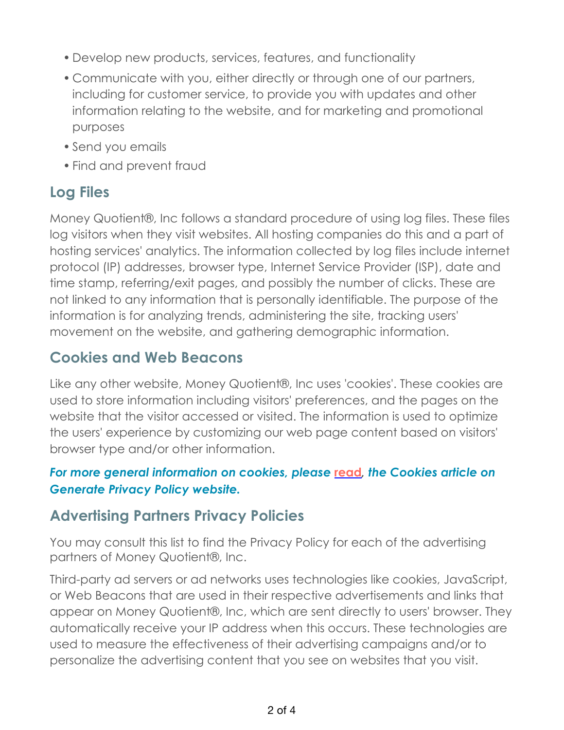- Develop new products, services, features, and functionality
- Communicate with you, either directly or through one of our partners, including for customer service, to provide you with updates and other information relating to the website, and for marketing and promotional purposes
- Send you emails
- Find and prevent fraud

## Log Files

Money Quotient®, Inc follows a standard procedure of using log files. These files log visitors when they visit websites. All hosting companies do this and a part of hosting services' analytics. The information collected by log files include internet protocol (IP) addresses, browser type, Internet Service Provider (ISP), date and time stamp, referring/exit pages, and possibly the number of clicks. These are not linked to any information that is personally identifiable. The purpose of the information is for analyzing trends, administering the site, tracking users' movement on the website, and gathering demographic information.

## Cookies and Web Beacons

Like any other website, Money Quotient®, Inc uses 'cookies'. These cookies are used to store information including visitors' preferences, and the pages on the website that the visitor accessed or visited. The information is used to optimize the users' experience by customizing our web page content based on visitors' browser type and/or other information.

***For more general information on cookies, please read, the Cookies article on Generate Privacy Policy website.***

## Advertising Partners Privacy Policies

You may consult this list to find the Privacy Policy for each of the advertising partners of Money Quotient®, Inc.

Third-party ad servers or ad networks uses technologies like cookies, JavaScript, or Web Beacons that are used in their respective advertisements and links that appear on Money Quotient®, Inc, which are sent directly to users' browser. They automatically receive your IP address when this occurs. These technologies are used to measure the effectiveness of their advertising campaigns and/or to personalize the advertising content that you see on websites that you visit.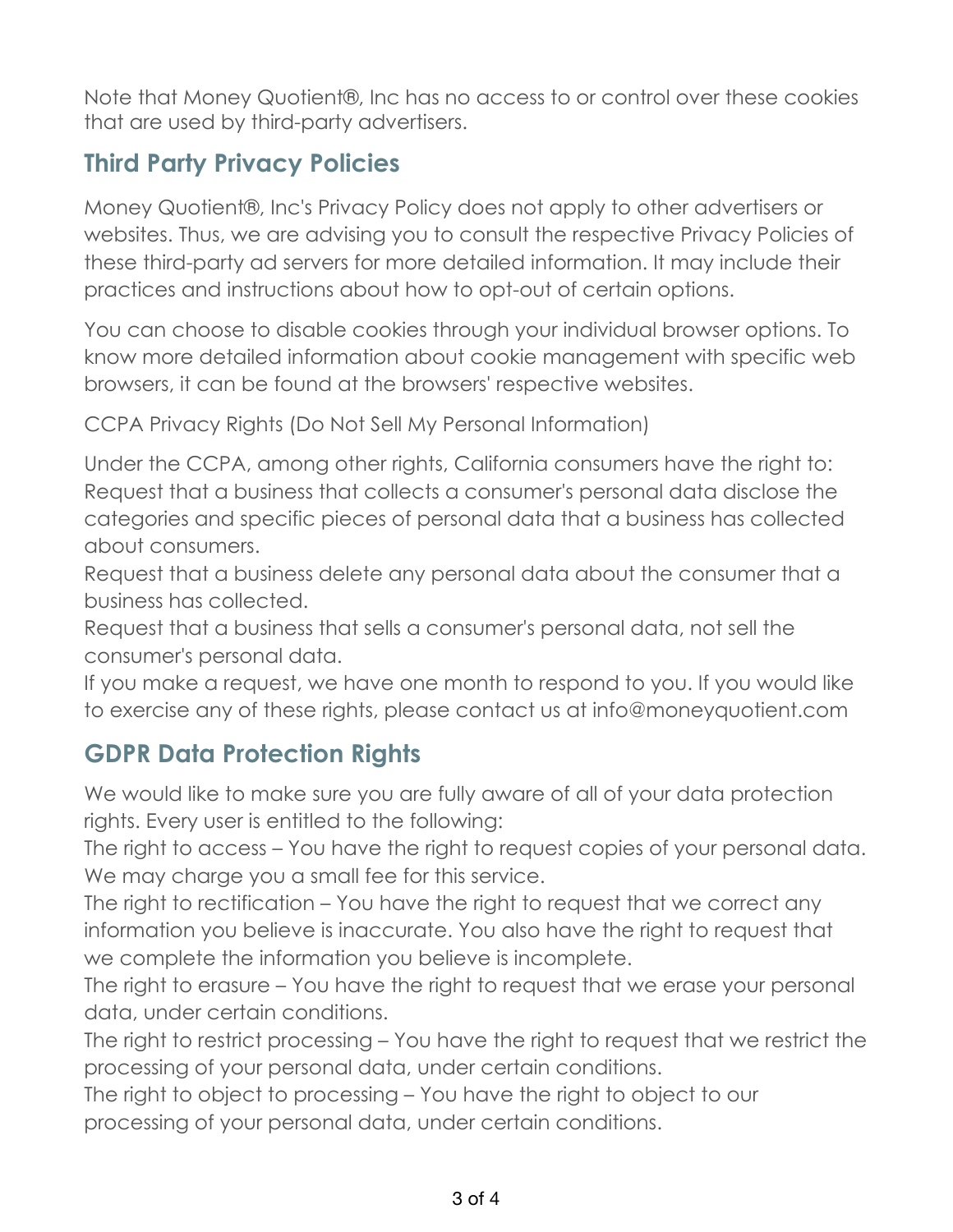Note that Money Quotient®, Inc has no access to or control over these cookies that are used by third-party advertisers.

## Third Party Privacy Policies

Money Quotient®, Inc's Privacy Policy does not apply to other advertisers or websites. Thus, we are advising you to consult the respective Privacy Policies of these third-party ad servers for more detailed information. It may include their practices and instructions about how to opt-out of certain options.

You can choose to disable cookies through your individual browser options. To know more detailed information about cookie management with specific web browsers, it can be found at the browsers' respective websites.

CCPA Privacy Rights (Do Not Sell My Personal Information)

Under the CCPA, among other rights, California consumers have the right to:
Request that a business that collects a consumer's personal data disclose the categories and specific pieces of personal data that a business has collected about consumers.
Request that a business delete any personal data about the consumer that a business has collected.
Request that a business that sells a consumer's personal data, not sell the consumer's personal data.
If you make a request, we have one month to respond to you. If you would like to exercise any of these rights, please contact us at info@moneyquotient.com

## GDPR Data Protection Rights

We would like to make sure you are fully aware of all of your data protection rights. Every user is entitled to the following:
The right to access – You have the right to request copies of your personal data. We may charge you a small fee for this service.
The right to rectification – You have the right to request that we correct any information you believe is inaccurate. You also have the right to request that we complete the information you believe is incomplete.
The right to erasure – You have the right to request that we erase your personal data, under certain conditions.
The right to restrict processing – You have the right to request that we restrict the processing of your personal data, under certain conditions.
The right to object to processing – You have the right to object to our processing of your personal data, under certain conditions.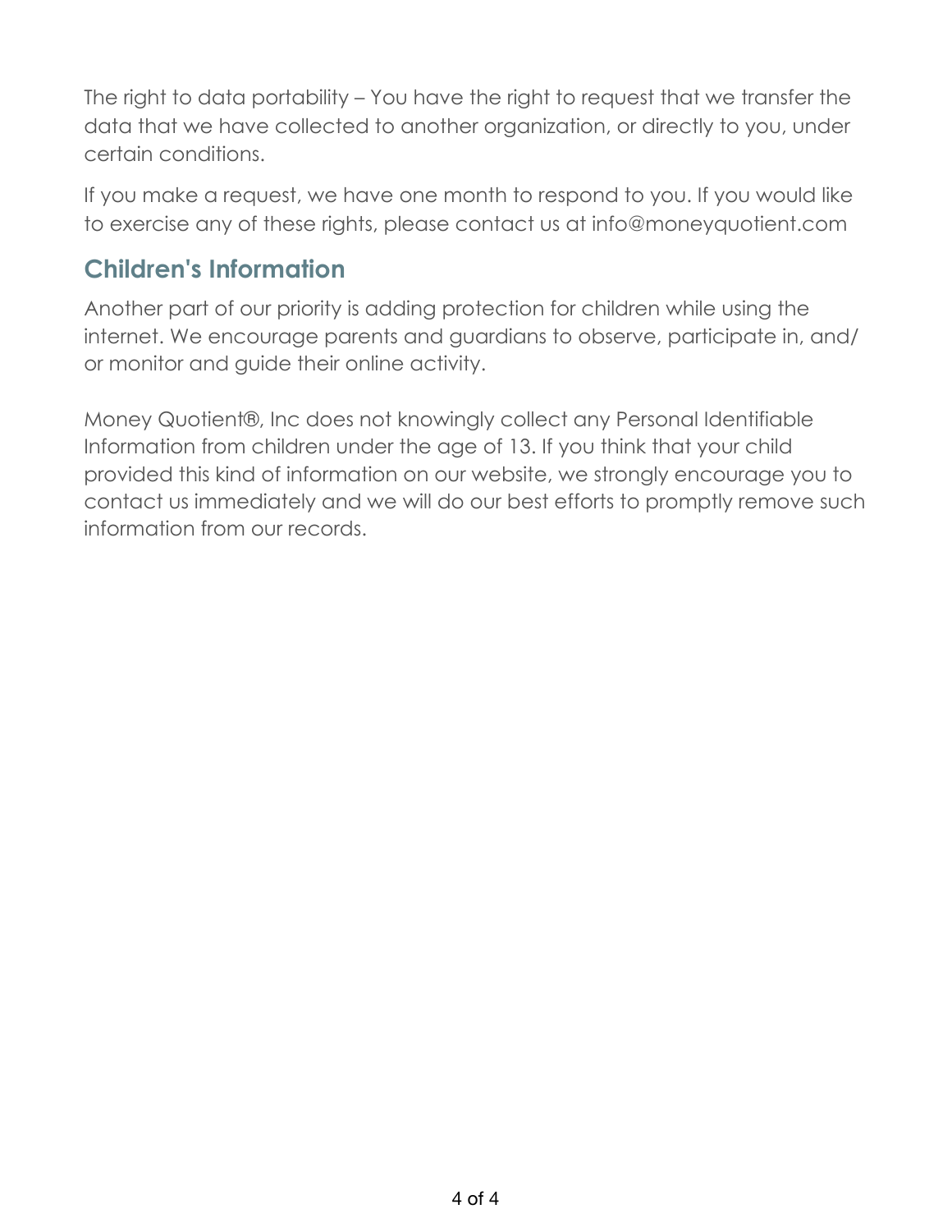The right to data portability – You have the right to request that we transfer the data that we have collected to another organization, or directly to you, under certain conditions.

If you make a request, we have one month to respond to you. If you would like to exercise any of these rights, please contact us at info@moneyquotient.com

## Children's Information

Another part of our priority is adding protection for children while using the internet. We encourage parents and guardians to observe, participate in, and/ or monitor and guide their online activity.

Money Quotient®, Inc does not knowingly collect any Personal Identifiable Information from children under the age of 13. If you think that your child provided this kind of information on our website, we strongly encourage you to contact us immediately and we will do our best efforts to promptly remove such information from our records.